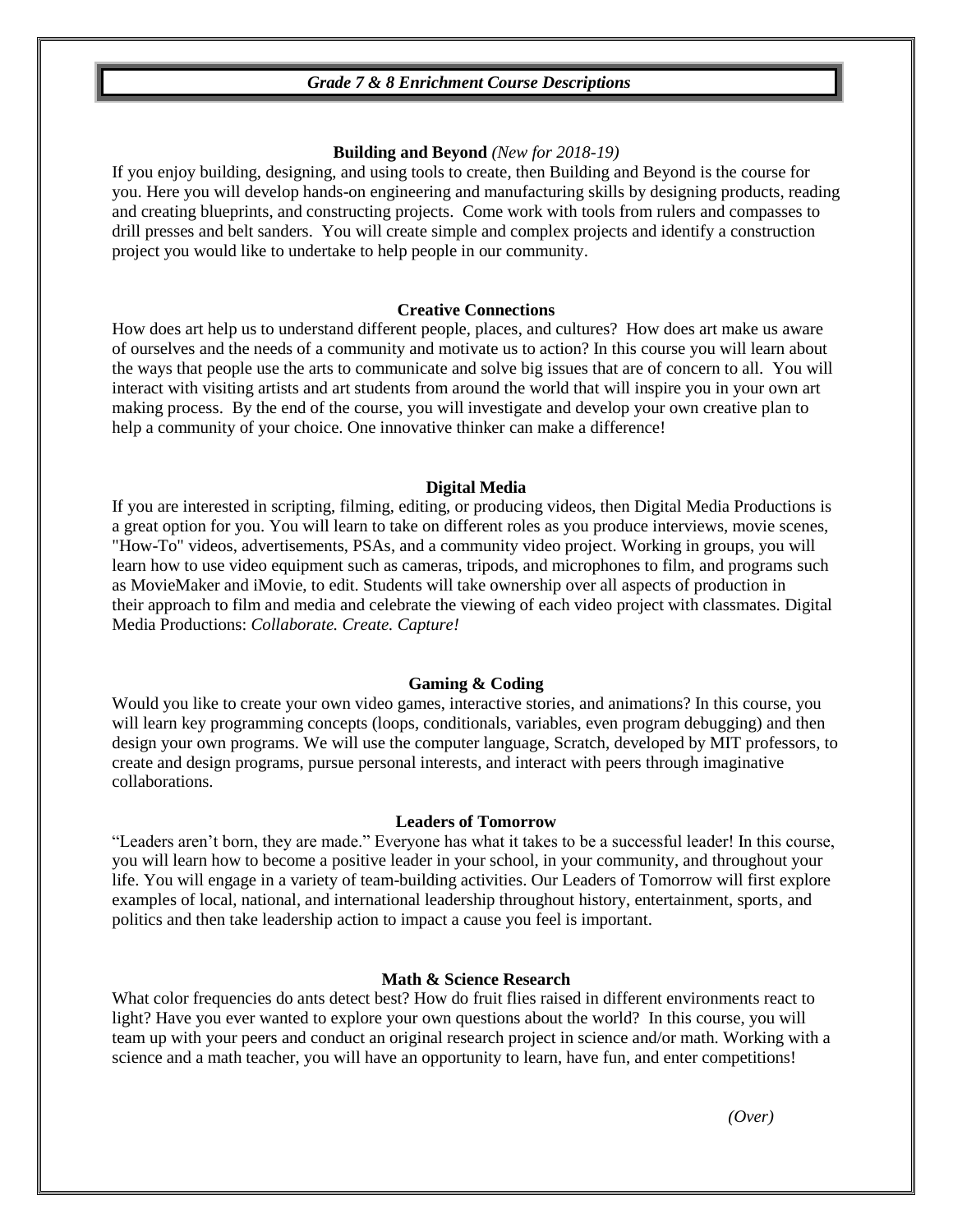# *Grade 7 & 8 Enrichment Course Descriptions*

## Building and Beyond *(New for 2018-19)*

If you enjoy building, designing, and using tools to create, then Building and Beyond is the course for you. Here you will develop hands-on engineering and manufacturing skills by designing products, reading and creating blueprints, and constructing projects. Come work with tools from rulers and compasses to drill presses and belt sanders. You will create simple and complex projects and identify a construction project you would like to undertake to help people in our community.

## Creative Connections

How does art help us to understand different people, places, and cultures? How does art make us aware of ourselves and the needs of a community and motivate us to action? In this course you will learn about the ways that people use the arts to communicate and solve big issues that are of concern to all. You will interact with visiting artists and art students from around the world that will inspire you in your own art making process. By the end of the course, you will investigate and develop your own creative plan to help a community of your choice. One innovative thinker can make a difference!

## Digital Media

If you are interested in scripting, filming, editing, or producing videos, then Digital Media Productions is a great option for you. You will learn to take on different roles as you produce interviews, movie scenes, "How-To" videos, advertisements, PSAs, and a community video project. Working in groups, you will learn how to use video equipment such as cameras, tripods, and microphones to film, and programs such as MovieMaker and iMovie, to edit. Students will take ownership over all aspects of production in their approach to film and media and celebrate the viewing of each video project with classmates. Digital Media Productions: *Collaborate. Create. Capture!*

## Gaming & Coding

Would you like to create your own video games, interactive stories, and animations? In this course, you will learn key programming concepts (loops, conditionals, variables, even program debugging) and then design your own programs. We will use the computer language, Scratch, developed by MIT professors, to create and design programs, pursue personal interests, and interact with peers through imaginative collaborations.

## Leaders of Tomorrow

"Leaders aren't born, they are made." Everyone has what it takes to be a successful leader! In this course, you will learn how to become a positive leader in your school, in your community, and throughout your life. You will engage in a variety of team-building activities. Our Leaders of Tomorrow will first explore examples of local, national, and international leadership throughout history, entertainment, sports, and politics and then take leadership action to impact a cause you feel is important.

## Math & Science Research

What color frequencies do ants detect best? How do fruit flies raised in different environments react to light? Have you ever wanted to explore your own questions about the world? In this course, you will team up with your peers and conduct an original research project in science and/or math. Working with a science and a math teacher, you will have an opportunity to learn, have fun, and enter competitions!

*(Over)*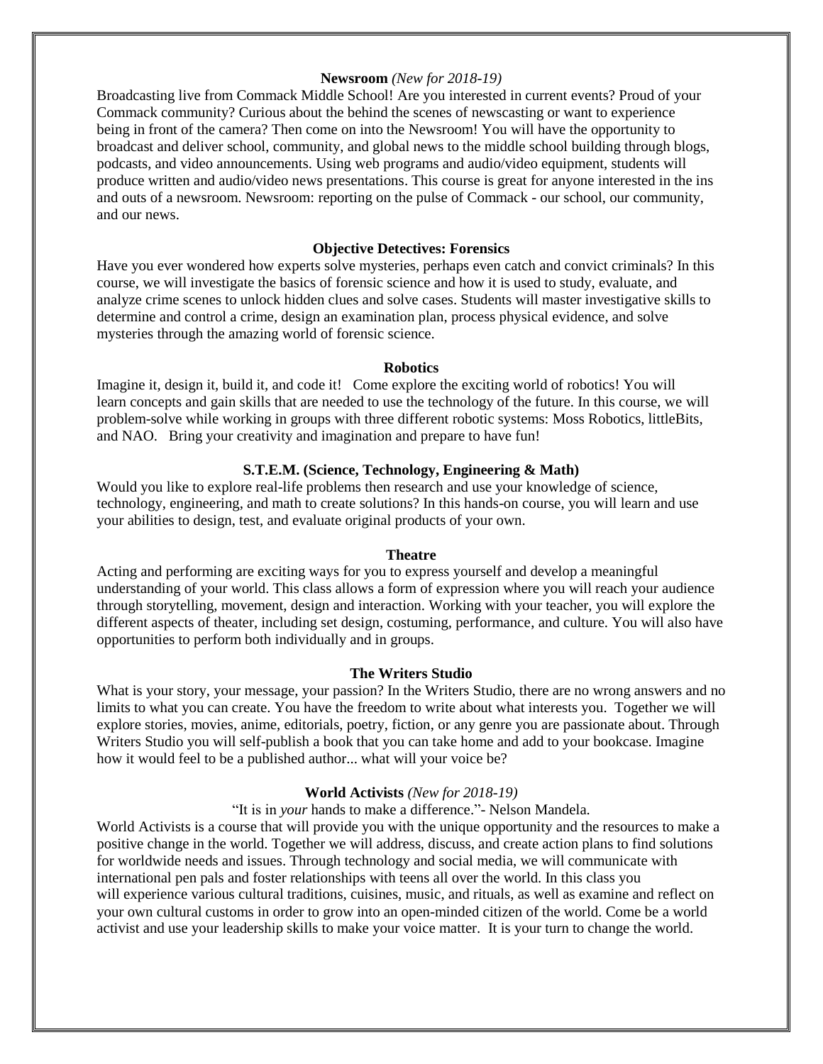### **Newsroom** *(New for 2018-19)*

Broadcasting live from Commack Middle School! Are you interested in current events? Proud of your Commack community? Curious about the behind the scenes of newscasting or want to experience being in front of the camera? Then come on into the Newsroom! You will have the opportunity to broadcast and deliver school, community, and global news to the middle school building through blogs, podcasts, and video announcements. Using web programs and audio/video equipment, students will produce written and audio/video news presentations. This course is great for anyone interested in the ins and outs of a newsroom. Newsroom: reporting on the pulse of Commack - our school, our community, and our news.

### **Objective Detectives: Forensics**

Have you ever wondered how experts solve mysteries, perhaps even catch and convict criminals? In this course, we will investigate the basics of forensic science and how it is used to study, evaluate, and analyze crime scenes to unlock hidden clues and solve cases. Students will master investigative skills to determine and control a crime, design an examination plan, process physical evidence, and solve mysteries through the amazing world of forensic science.

### **Robotics**

Imagine it, design it, build it, and code it! Come explore the exciting world of robotics! You will learn concepts and gain skills that are needed to use the technology of the future. In this course, we will problem-solve while working in groups with three different robotic systems: Moss Robotics, littleBits, and NAO. Bring your creativity and imagination and prepare to have fun!

### **S.T.E.M. (Science, Technology, Engineering & Math)**

Would you like to explore real-life problems then research and use your knowledge of science, technology, engineering, and math to create solutions? In this hands-on course, you will learn and use your abilities to design, test, and evaluate original products of your own.

### **Theatre**

Acting and performing are exciting ways for you to express yourself and develop a meaningful understanding of your world. This class allows a form of expression where you will reach your audience through storytelling, movement, design and interaction. Working with your teacher, you will explore the different aspects of theater, including set design, costuming, performance, and culture. You will also have opportunities to perform both individually and in groups.

### **The Writers Studio**

What is your story, your message, your passion? In the Writers Studio, there are no wrong answers and no limits to what you can create. You have the freedom to write about what interests you. Together we will explore stories, movies, anime, editorials, poetry, fiction, or any genre you are passionate about. Through Writers Studio you will self-publish a book that you can take home and add to your bookcase. Imagine how it would feel to be a published author... what will your voice be?

### **World Activists** *(New for 2018-19)*

"It is in *your* hands to make a difference."- Nelson Mandela.

World Activists is a course that will provide you with the unique opportunity and the resources to make a positive change in the world. Together we will address, discuss, and create action plans to find solutions for worldwide needs and issues. Through technology and social media, we will communicate with international pen pals and foster relationships with teens all over the world. In this class you will experience various cultural traditions, cuisines, music, and rituals, as well as examine and reflect on your own cultural customs in order to grow into an open-minded citizen of the world. Come be a world activist and use your leadership skills to make your voice matter. It is your turn to change the world.